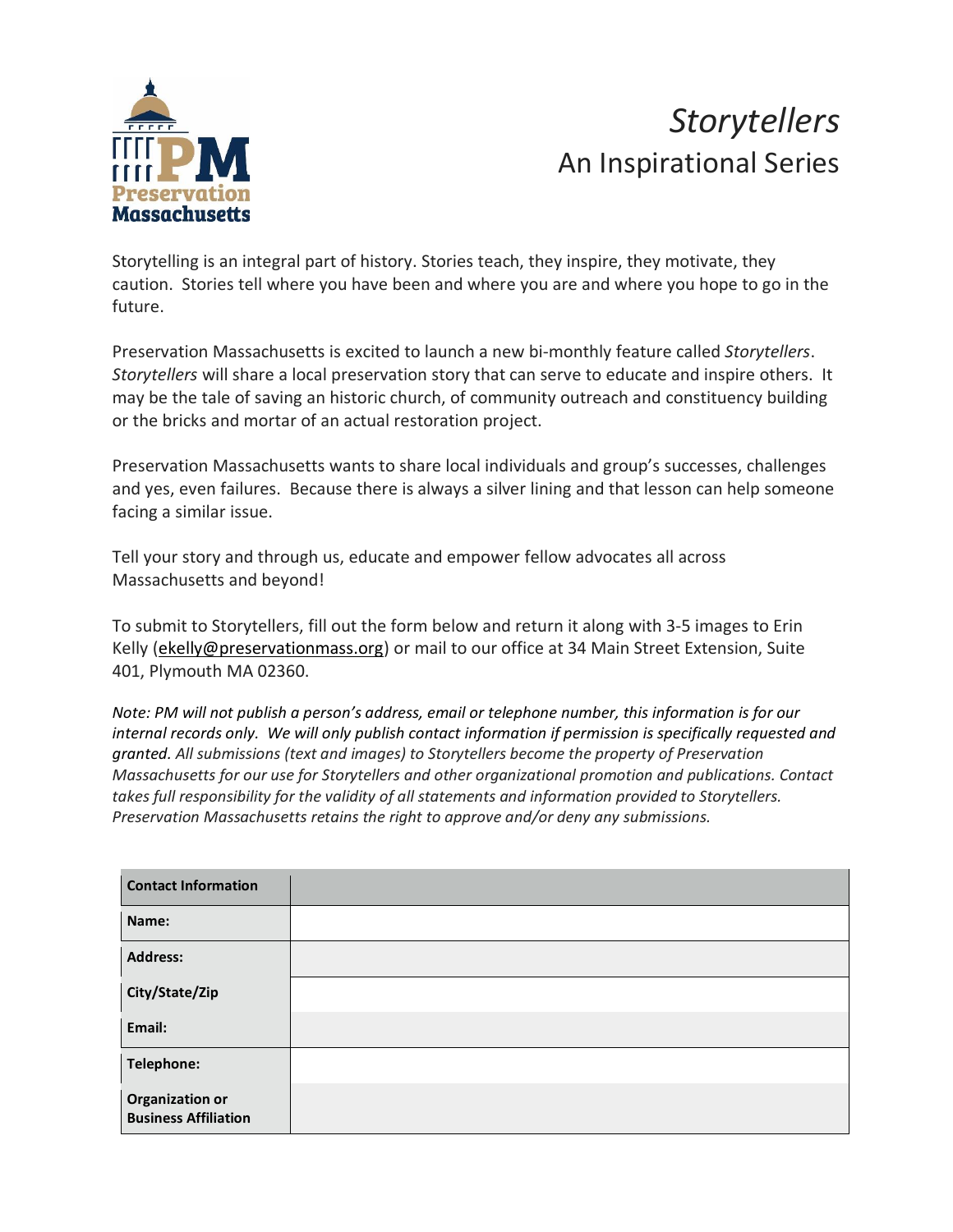# *Storytellers*

## An Inspirational Series

Storytelling is an integral part of history. Stories teach, they inspire, they motivate, they caution. Stories tell where you have been and where you are and where you hope to go in the future.

Preservation Massachusetts is excited to launch a new bi-monthly feature called *Storytellers*. *Storytellers* will share a local preservation story that can serve to educate and inspire others. It may be the tale of saving an historic church, of community outreach and constituency building or the bricks and mortar of an actual restoration project.

Preservation Massachusetts wants to share local individuals and group's successes, challenges and yes, even failures. Because there is always a silver lining and that lesson can help someone facing a similar issue.

Tell your story and through us, educate and empower fellow advocates all across Massachusetts and beyond!

To submit to Storytellers, fill out the form below and return it along with 3-5 images to Erin Kelly (ekelly@preservationmass.org) or mail to our office at 34 Main Street Extension, Suite 401, Plymouth MA 02360.

*Note: PM will not publish a person's address, email or telephone number, this information is for our internal records only. We will only publish contact information if permission is specifically requested and granted. All submissions (text and images) to Storytellers become the property of Preservation Massachusetts for our use for Storytellers and other organizational promotion and publications. Contact takes full responsibility for the validity of all statements and information provided to Storytellers. Preservation Massachusetts retains the right to approve and/or deny any submissions.*

| **Contact Information** | |
|---|---|
| **Name:** | |
| **Address:** | |
| **City/State/Zip** | |
| **Email:** | |
| **Telephone:** | |
| **Organization or Business Affiliation** | |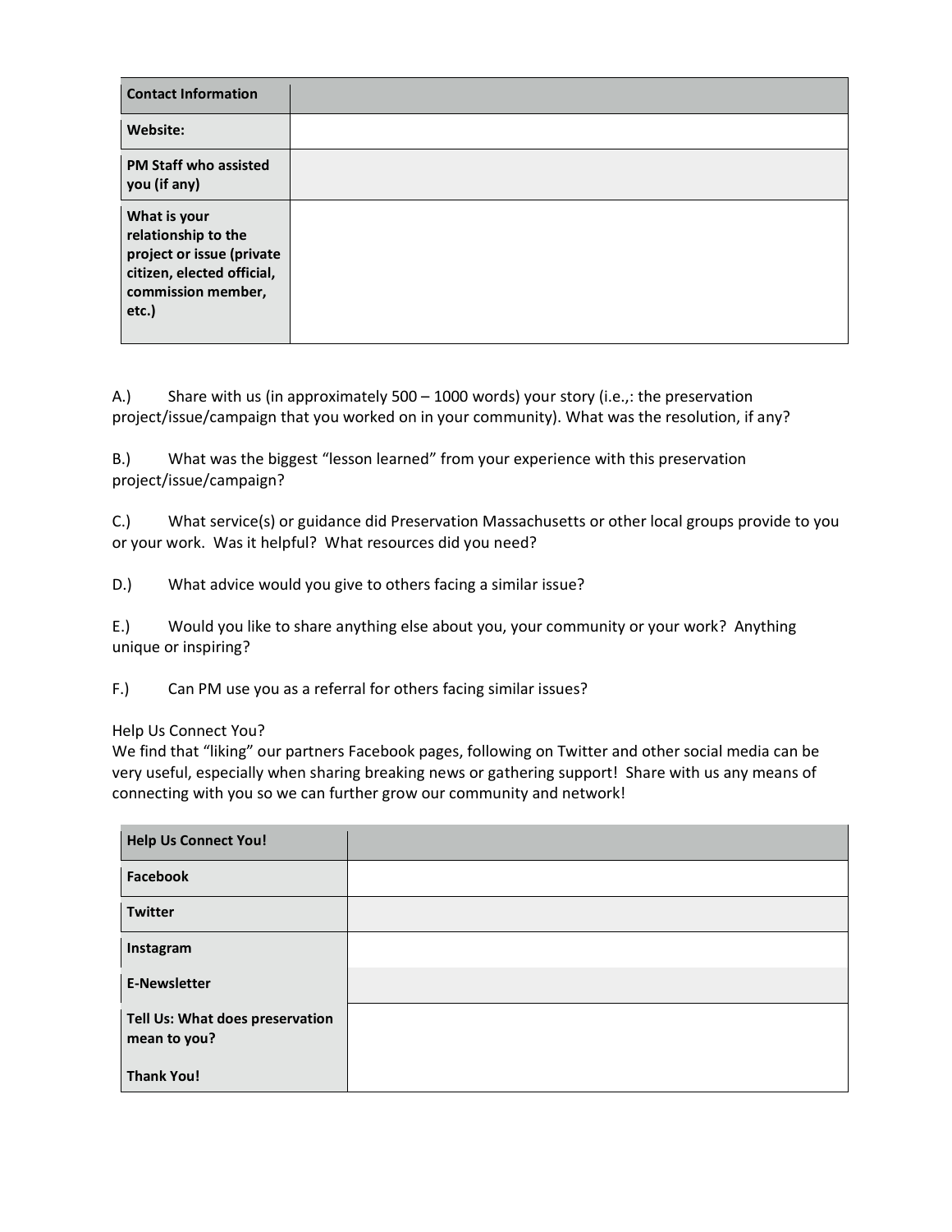| **Contact Information** | |
|---|---|
| **Website:** | |
| **PM Staff who assisted you (if any)** | |
| **What is your relationship to the project or issue (private citizen, elected official, commission member, etc.)** | |

A.) Share with us (in approximately 500 – 1000 words) your story (i.e.,: the preservation project/issue/campaign that you worked on in your community). What was the resolution, if any?

B.) What was the biggest "lesson learned" from your experience with this preservation project/issue/campaign?

C.) What service(s) or guidance did Preservation Massachusetts or other local groups provide to you or your work. Was it helpful? What resources did you need?

D.) What advice would you give to others facing a similar issue?

E.) Would you like to share anything else about you, your community or your work? Anything unique or inspiring?

F.) Can PM use you as a referral for others facing similar issues?

Help Us Connect You?
We find that "liking" our partners Facebook pages, following on Twitter and other social media can be very useful, especially when sharing breaking news or gathering support! Share with us any means of connecting with you so we can further grow our community and network!

| **Help Us Connect You!** | |
|---|---|
| **Facebook** | |
| **Twitter** | |
| **Instagram** | |
| **E-Newsletter** | |
| **Tell Us: What does preservation mean to you?**<br><br>**Thank You!** | |